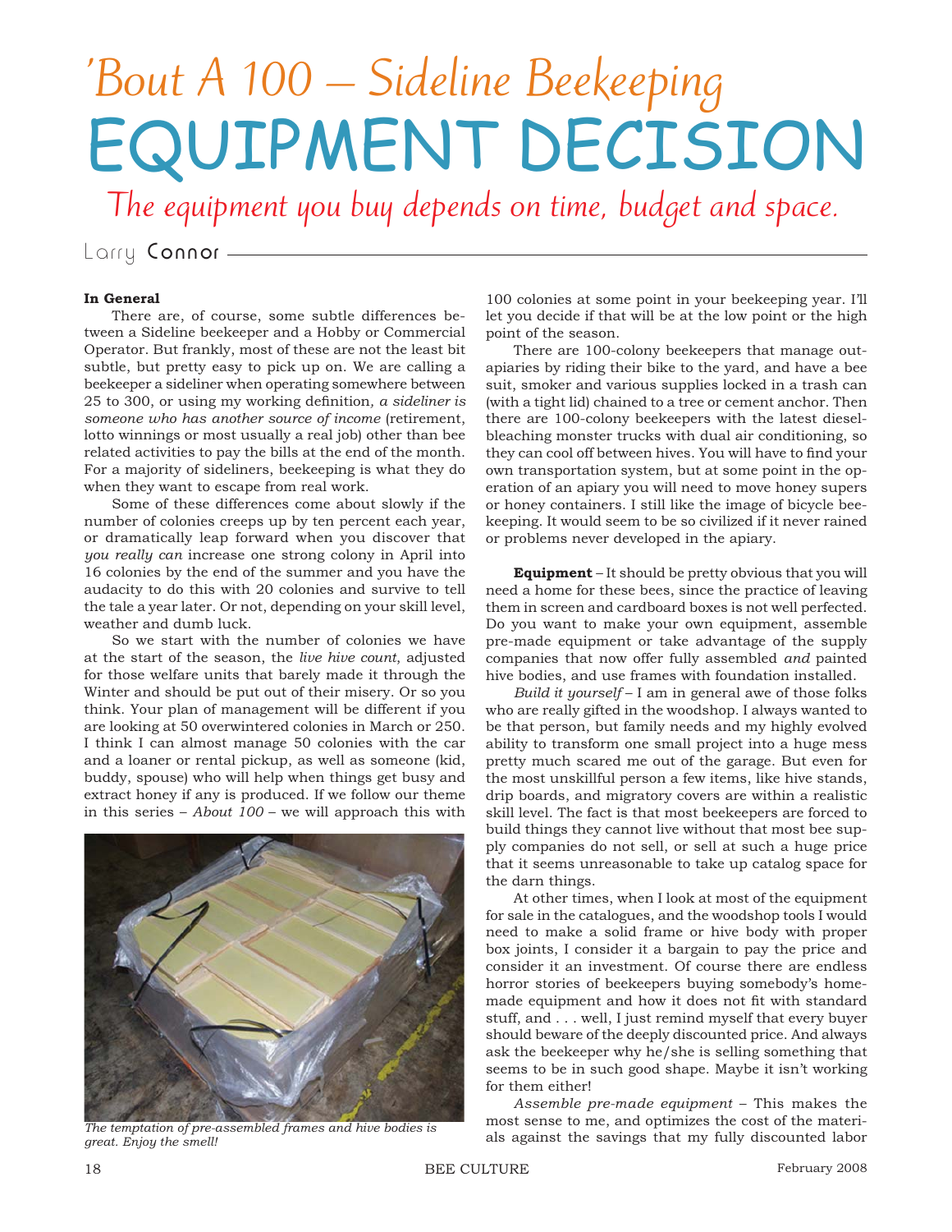# 'Bout A 100 – Sideline Beekeeping

# EQUIPMENT DECISION

*The equipment you buy depends on time, budget and space.*

Larry **Connor**

**In General**

There are, of course, some subtle differences between a Sideline beekeeper and a Hobby or Commercial Operator. But frankly, most of these are not the least bit subtle, but pretty easy to pick up on. We are calling a beekeeper a sideliner when operating somewhere between 25 to 300, or using my working definition*, a sideliner is someone who has another source of income* (retirement, lotto winnings or most usually a real job) other than bee related activities to pay the bills at the end of the month. For a majority of sideliners, beekeeping is what they do when they want to escape from real work.

Some of these differences come about slowly if the number of colonies creeps up by ten percent each year, or dramatically leap forward when you discover that *you really can* increase one strong colony in April into 16 colonies by the end of the summer and you have the audacity to do this with 20 colonies and survive to tell the tale a year later. Or not, depending on your skill level, weather and dumb luck.

So we start with the number of colonies we have at the start of the season, the *live hive count*, adjusted for those welfare units that barely made it through the Winter and should be put out of their misery. Or so you think. Your plan of management will be different if you are looking at 50 overwintered colonies in March or 250. I think I can almost manage 50 colonies with the car and a loaner or rental pickup, as well as someone (kid, buddy, spouse) who will help when things get busy and extract honey if any is produced. If we follow our theme in this series – *About 100* – we will approach this with 100 colonies at some point in your beekeeping year. I'll let you decide if that will be at the low point or the high point of the season.

*The temptation of pre-assembled frames and hive bodies is great. Enjoy the smell!*

There are 100-colony beekeepers that manage outapiaries by riding their bike to the yard, and have a bee suit, smoker and various supplies locked in a trash can (with a tight lid) chained to a tree or cement anchor. Then there are 100-colony beekeepers with the latest diesel-bleaching monster trucks with dual air conditioning, so they can cool off between hives. You will have to find your own transportation system, but at some point in the operation of an apiary you will need to move honey supers or honey containers. I still like the image of bicycle beekeeping. It would seem to be so civilized if it never rained or problems never developed in the apiary.

**Equipment** – It should be pretty obvious that you will need a home for these bees, since the practice of leaving them in screen and cardboard boxes is not well perfected. Do you want to make your own equipment, assemble pre-made equipment or take advantage of the supply companies that now offer fully assembled *and* painted hive bodies, and use frames with foundation installed.

*Build it yourself* – I am in general awe of those folks who are really gifted in the woodshop. I always wanted to be that person, but family needs and my highly evolved ability to transform one small project into a huge mess pretty much scared me out of the garage. But even for the most unskillful person a few items, like hive stands, drip boards, and migratory covers are within a realistic skill level. The fact is that most beekeepers are forced to build things they cannot live without that most bee supply companies do not sell, or sell at such a huge price that it seems unreasonable to take up catalog space for the darn things.

At other times, when I look at most of the equipment for sale in the catalogues, and the woodshop tools I would need to make a solid frame or hive body with proper box joints, I consider it a bargain to pay the price and consider it an investment. Of course there are endless horror stories of beekeepers buying somebody's homemade equipment and how it does not fit with standard stuff, and . . . well, I just remind myself that every buyer should beware of the deeply discounted price. And always ask the beekeeper why he/she is selling something that seems to be in such good shape. Maybe it isn't working for them either!

*Assemble pre-made equipment* – This makes the most sense to me, and optimizes the cost of the materials against the savings that my fully discounted labor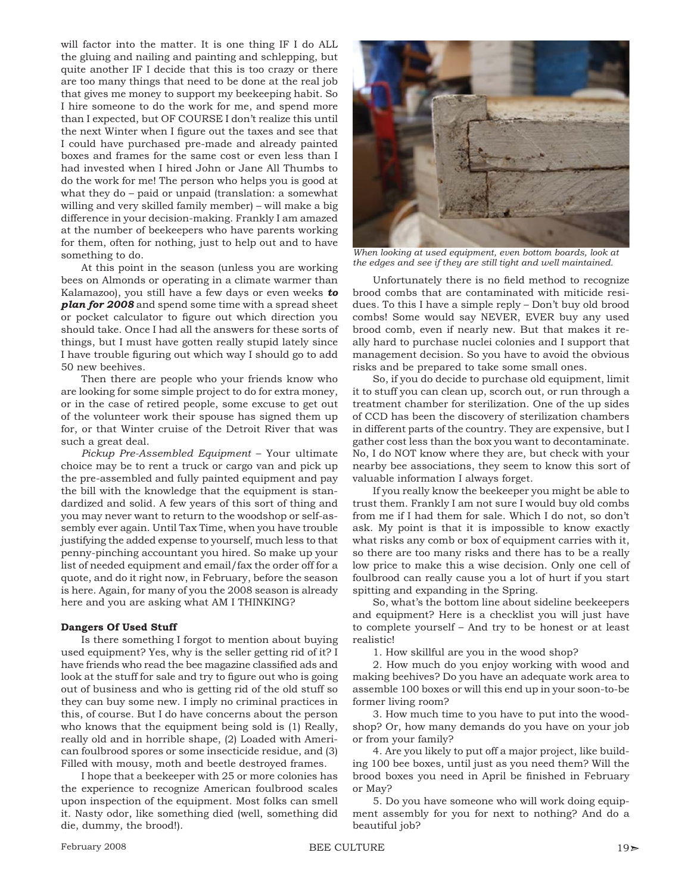will factor into the matter. It is one thing IF I do ALL the gluing and nailing and painting and schlepping, but quite another IF I decide that this is too crazy or there are too many things that need to be done at the real job that gives me money to support my beekeeping habit. So I hire someone to do the work for me, and spend more than I expected, but OF COURSE I don't realize this until the next Winter when I figure out the taxes and see that I could have purchased pre-made and already painted boxes and frames for the same cost or even less than I had invested when I hired John or Jane All Thumbs to do the work for me! The person who helps you is good at what they do – paid or unpaid (translation: a somewhat willing and very skilled family member) – will make a big difference in your decision-making. Frankly I am amazed at the number of beekeepers who have parents working for them, often for nothing, just to help out and to have something to do.

At this point in the season (unless you are working bees on Almonds or operating in a climate warmer than Kalamazoo), you still have a few days or even weeks ***to plan for 2008*** and spend some time with a spread sheet or pocket calculator to figure out which direction you should take. Once I had all the answers for these sorts of things, but I must have gotten really stupid lately since I have trouble figuring out which way I should go to add 50 new beehives.

Then there are people who your friends know who are looking for some simple project to do for extra money, or in the case of retired people, some excuse to get out of the volunteer work their spouse has signed them up for, or that Winter cruise of the Detroit River that was such a great deal.

*Pickup Pre-Assembled Equipment* – Your ultimate choice may be to rent a truck or cargo van and pick up the pre-assembled and fully painted equipment and pay the bill with the knowledge that the equipment is standardized and solid. A few years of this sort of thing and you may never want to return to the woodshop or self-assembly ever again. Until Tax Time, when you have trouble justifying the added expense to yourself, much less to that penny-pinching accountant you hired. So make up your list of needed equipment and email/fax the order off for a quote, and do it right now, in February, before the season is here. Again, for many of you the 2008 season is already here and you are asking what AM I THINKING?

**Dangers Of Used Stuff**

Is there something I forgot to mention about buying used equipment? Yes, why is the seller getting rid of it? I have friends who read the bee magazine classified ads and look at the stuff for sale and try to figure out who is going out of business and who is getting rid of the old stuff so they can buy some new. I imply no criminal practices in this, of course. But I do have concerns about the person who knows that the equipment being sold is (1) Really, really old and in horrible shape, (2) Loaded with American foulbrood spores or some insecticide residue, and (3) Filled with mousy, moth and beetle destroyed frames.

I hope that a beekeeper with 25 or more colonies has the experience to recognize American foulbrood scales upon inspection of the equipment. Most folks can smell it. Nasty odor, like something died (well, something did die, dummy, the brood!).

*When looking at used equipment, even bottom boards, look at the edges and see if they are still tight and well maintained.*

Unfortunately there is no field method to recognize brood combs that are contaminated with miticide residues. To this I have a simple reply – Don't buy old brood combs! Some would say NEVER, EVER buy any used brood comb, even if nearly new. But that makes it really hard to purchase nuclei colonies and I support that management decision. So you have to avoid the obvious risks and be prepared to take some small ones.

So, if you do decide to purchase old equipment, limit it to stuff you can clean up, scorch out, or run through a treatment chamber for sterilization. One of the up sides of CCD has been the discovery of sterilization chambers in different parts of the country. They are expensive, but I gather cost less than the box you want to decontaminate. No, I do NOT know where they are, but check with your nearby bee associations, they seem to know this sort of valuable information I always forget.

If you really know the beekeeper you might be able to trust them. Frankly I am not sure I would buy old combs from me if I had them for sale. Which I do not, so don't ask. My point is that it is impossible to know exactly what risks any comb or box of equipment carries with it, so there are too many risks and there has to be a really low price to make this a wise decision. Only one cell of foulbrood can really cause you a lot of hurt if you start spitting and expanding in the Spring.

So, what's the bottom line about sideline beekeepers and equipment? Here is a checklist you will just have to complete yourself – And try to be honest or at least realistic!

1. How skillful are you in the wood shop?

2. How much do you enjoy working with wood and making beehives? Do you have an adequate work area to assemble 100 boxes or will this end up in your soon-to-be former living room?

3. How much time to you have to put into the woodshop? Or, how many demands do you have on your job or from your family?

4. Are you likely to put off a major project, like building 100 bee boxes, until just as you need them? Will the brood boxes you need in April be finished in February or May?

5. Do you have someone who will work doing equipment assembly for you for next to nothing? And do a beautiful job?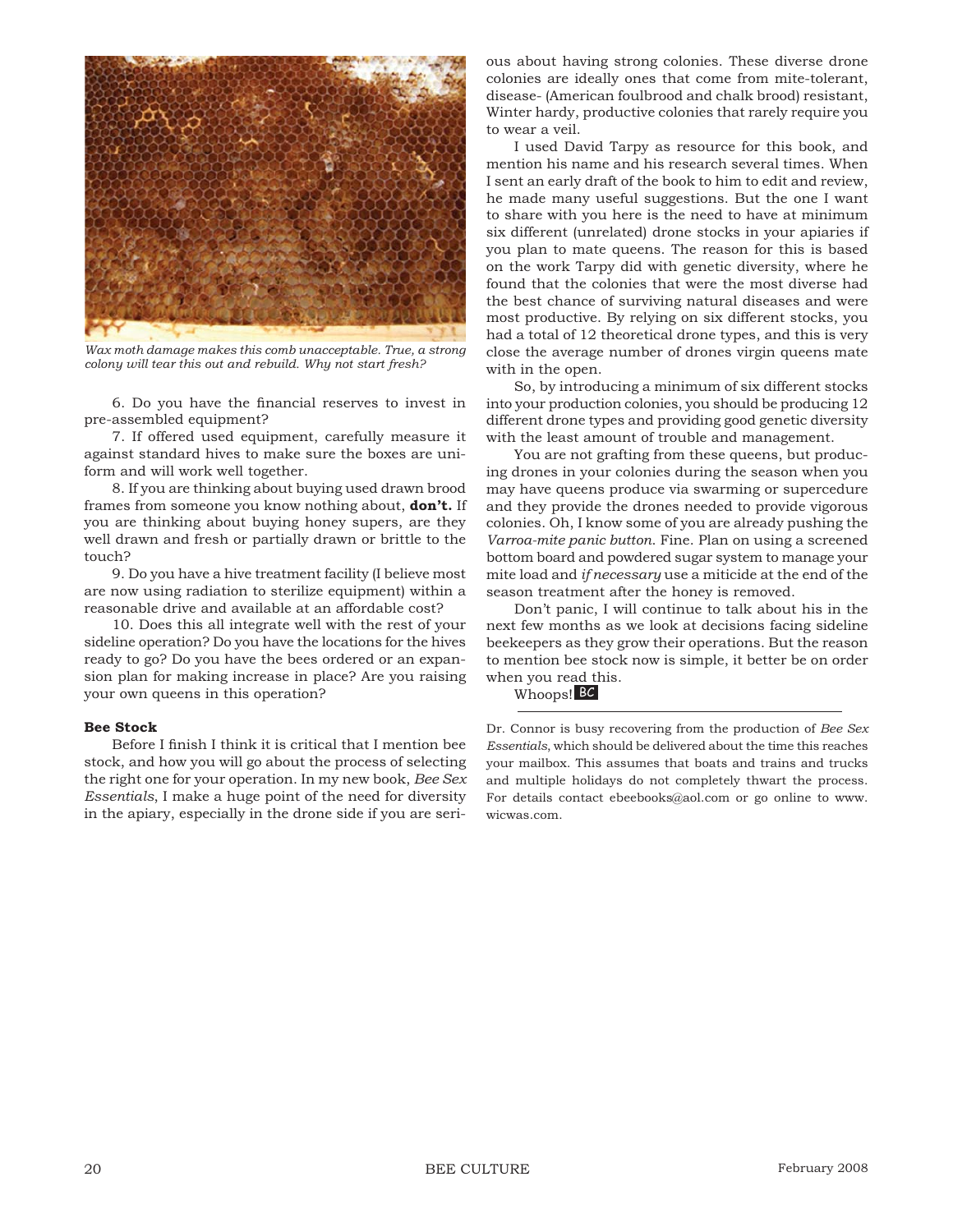*Wax moth damage makes this comb unacceptable. True, a strong colony will tear this out and rebuild. Why not start fresh?*

6. Do you have the financial reserves to invest in pre-assembled equipment?

7. If offered used equipment, carefully measure it against standard hives to make sure the boxes are uniform and will work well together.

8. If you are thinking about buying used drawn brood frames from someone you know nothing about, **don't.** If you are thinking about buying honey supers, are they well drawn and fresh or partially drawn or brittle to the touch?

9. Do you have a hive treatment facility (I believe most are now using radiation to sterilize equipment) within a reasonable drive and available at an affordable cost?

10. Does this all integrate well with the rest of your sideline operation? Do you have the locations for the hives ready to go? Do you have the bees ordered or an expansion plan for making increase in place? Are you raising your own queens in this operation?

**Bee Stock**

Before I finish I think it is critical that I mention bee stock, and how you will go about the process of selecting the right one for your operation. In my new book, *Bee Sex Essentials*, I make a huge point of the need for diversity in the apiary, especially in the drone side if you are serious about having strong colonies. These diverse drone colonies are ideally ones that come from mite-tolerant, disease- (American foulbrood and chalk brood) resistant, Winter hardy, productive colonies that rarely require you to wear a veil.

I used David Tarpy as resource for this book, and mention his name and his research several times. When I sent an early draft of the book to him to edit and review, he made many useful suggestions. But the one I want to share with you here is the need to have at minimum six different (unrelated) drone stocks in your apiaries if you plan to mate queens. The reason for this is based on the work Tarpy did with genetic diversity, where he found that the colonies that were the most diverse had the best chance of surviving natural diseases and were most productive. By relying on six different stocks, you had a total of 12 theoretical drone types, and this is very close the average number of drones virgin queens mate with in the open.

So, by introducing a minimum of six different stocks into your production colonies, you should be producing 12 different drone types and providing good genetic diversity with the least amount of trouble and management.

You are not grafting from these queens, but producing drones in your colonies during the season when you may have queens produce via swarming or supercedure and they provide the drones needed to provide vigorous colonies. Oh, I know some of you are already pushing the *Varroa-mite panic button.* Fine. Plan on using a screened bottom board and powdered sugar system to manage your mite load and *if necessary* use a miticide at the end of the season treatment after the honey is removed.

Don't panic, I will continue to talk about his in the next few months as we look at decisions facing sideline beekeepers as they grow their operations. But the reason to mention bee stock now is simple, it better be on order when you read this.

Whoops! BC

Dr. Connor is busy recovering from the production of *Bee Sex Essentials*, which should be delivered about the time this reaches your mailbox. This assumes that boats and trains and trucks and multiple holidays do not completely thwart the process. For details contact ebeebooks@aol.com or go online to www.wicwas.com.